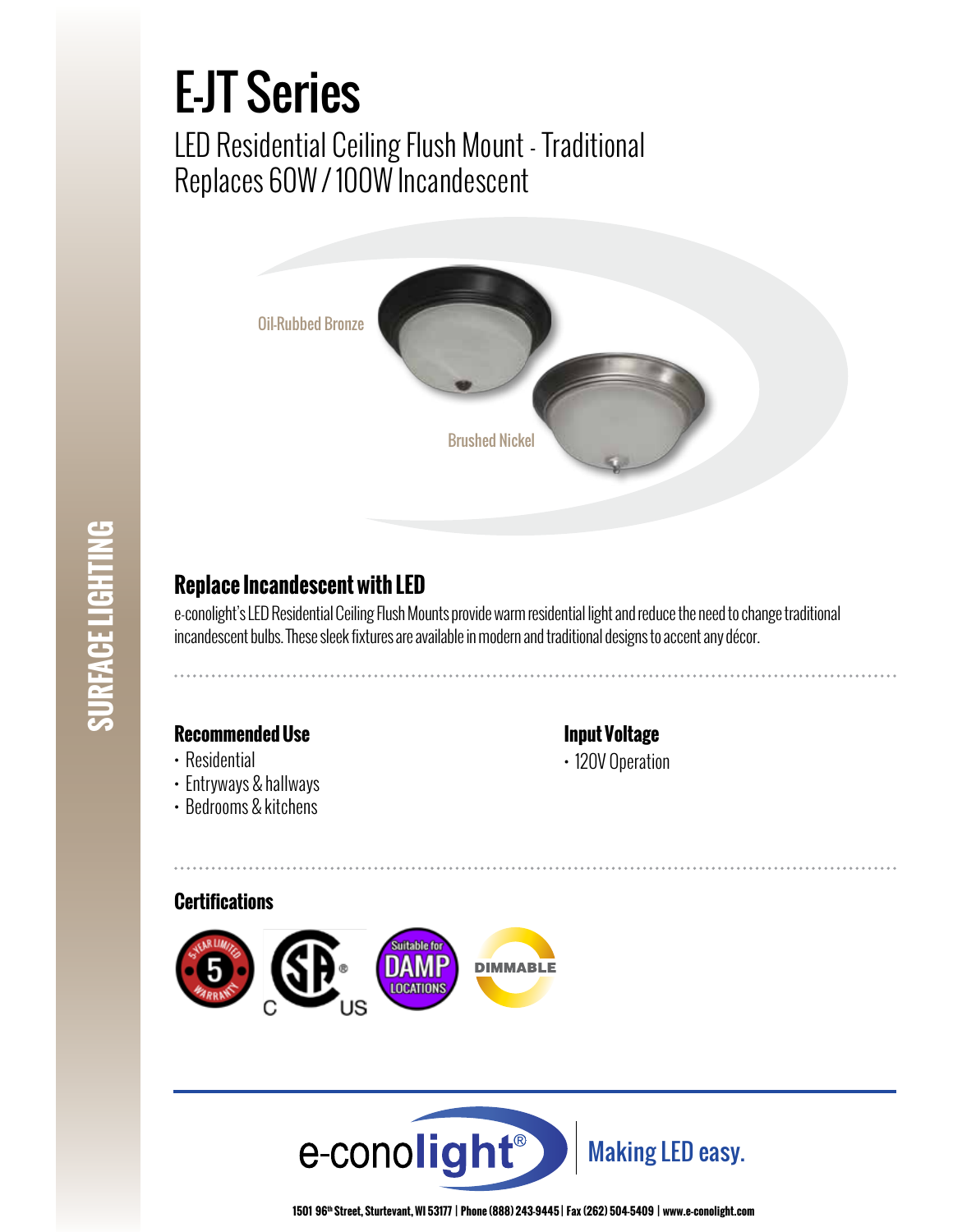# E-JT Series

LED Residential Ceiling Flush Mount - Traditional
Replaces 60W / 100W Incandescent

Oil-Rubbed Bronze

Brushed Nickel

SURFACE LIGHTING

## Replace Incandescent with LED

e-conolight's LED Residential Ceiling Flush Mounts provide warm residential light and reduce the need to change traditional incandescent bulbs. These sleek fixtures are available in modern and traditional designs to accent any décor.

### Recommended Use

- Residential
- Entryways & hallways
- Bedrooms & kitchens

### Input Voltage

- 120V Operation

### Certifications

5 YEAR LIMITED WARRANTY | C SP US | Suitable for DAMP LOCATIONS | DIMMABLE

e-conolight® Making LED easy.

1501 96th Street, Sturtevant, WI 53177 | Phone (888) 243-9445 | Fax (262) 504-5409 | www.e-conolight.com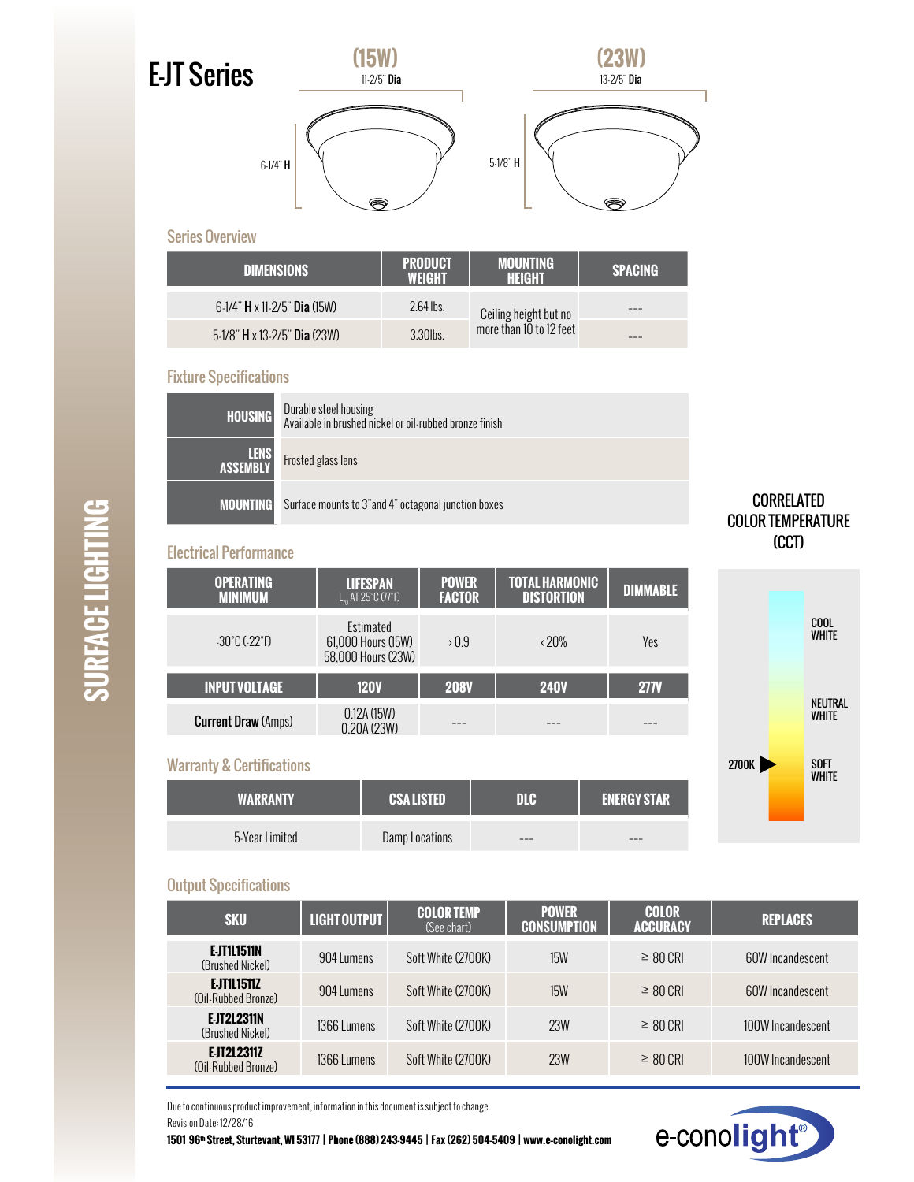# EJT Series

(15W)
11-2/5" **Dia**
6-1/4" **H**

(23W)
13-2/5" **Dia**
5-1/8" **H**

## Series Overview

| DIMENSIONS | PRODUCT WEIGHT | MOUNTING HEIGHT | SPACING |
|---|---|---|---|
| 6-1/4" **H** x 11-2/5" **Dia** (15W) | 2.64 lbs. | Ceiling height but no more than 10 to 12 feet | --- |
| 5-1/8" **H** x 13-2/5" **Dia** (23W) | 3.30lbs. | | --- |

## Fixture Specifications

| | |
|---|---|
| **HOUSING** | Durable steel housing<br>Available in brushed nickel or oil-rubbed bronze finish |
| **LENS ASSEMBLY** | Frosted glass lens |
| **MOUNTING** | Surface mounts to 3" and 4" octagonal junction boxes |

## Electrical Performance

| OPERATING MINIMUM | LIFESPAN $L_{70}$ AT 25°C (77°F) | POWER FACTOR | TOTAL HARMONIC DISTORTION | DIMMABLE |
|---|---|---|---|---|
| -30°C (-22°F) | Estimated<br>61,000 Hours (15W)<br>58,000 Hours (23W) | › 0.9 | ‹ 20% | Yes |
| **INPUT VOLTAGE** | **120V** | **208V** | **240V** | **277V** |
| **Current Draw** (Amps) | 0.12A (15W)<br>0.20A (23W) | --- | --- | --- |

## Warranty & Certifications

| WARRANTY | CSA LISTED | DLC | ENERGY STAR |
|---|---|---|---|
| 5-Year Limited | Damp Locations | --- | --- |

**CORRELATED COLOR TEMPERATURE (CCT)**

COOL WHITE
NEUTRAL WHITE
2700K ▶ SOFT WHITE

## Output Specifications

| SKU | LIGHT OUTPUT | COLOR TEMP (See chart) | POWER CONSUMPTION | COLOR ACCURACY | REPLACES |
|---|---|---|---|---|---|
| **E-JT1L1511N** (Brushed Nickel) | 904 Lumens | Soft White (2700K) | 15W | ≥ 80 CRI | 60W Incandescent |
| **E-JT1L1511Z** (Oil-Rubbed Bronze) | 904 Lumens | Soft White (2700K) | 15W | ≥ 80 CRI | 60W Incandescent |
| **E-JT2L2311N** (Brushed Nickel) | 1366 Lumens | Soft White (2700K) | 23W | ≥ 80 CRI | 100W Incandescent |
| **E-JT2L2311Z** (Oil-Rubbed Bronze) | 1366 Lumens | Soft White (2700K) | 23W | ≥ 80 CRI | 100W Incandescent |

Due to continuous product improvement, information in this document is subject to change.

Revision Date: 12/28/16

**1501 96th Street, Sturtevant, WI 53177 | Phone (888) 243-9445 | Fax (262) 504-5409 | www.e-conolight.com**

e-conolight®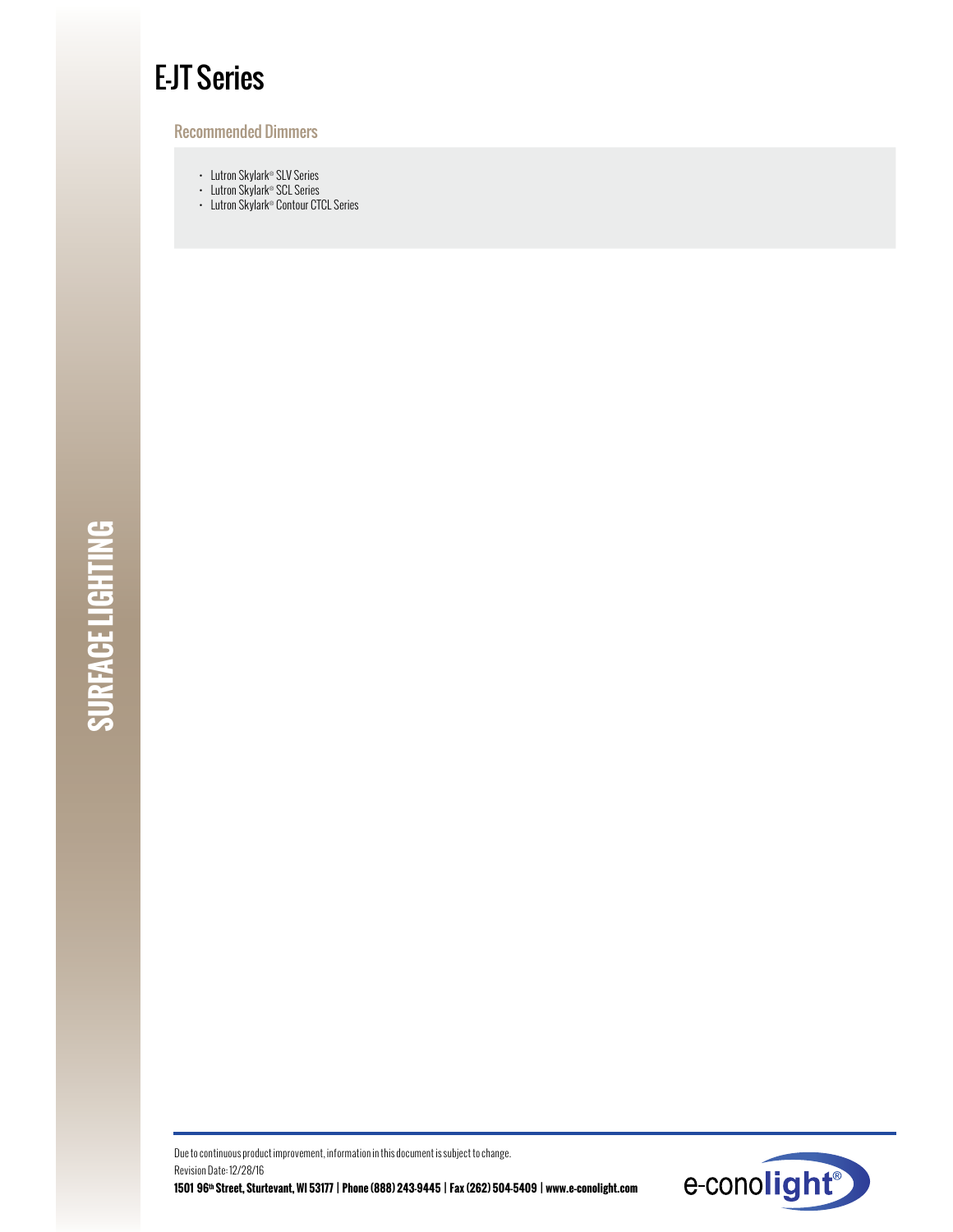# E-JT Series

## Recommended Dimmers

- Lutron Skylark® SLV Series
- Lutron Skylark® SCL Series
- Lutron Skylark® Contour CTCL Series

SURFACE LIGHTING

Due to continuous product improvement, information in this document is subject to change.

Revision Date: 12/28/16

**1501 96th Street, Sturtevant, WI 53177 | Phone (888) 243-9445 | Fax (262) 504-5409 | www.e-conolight.com**